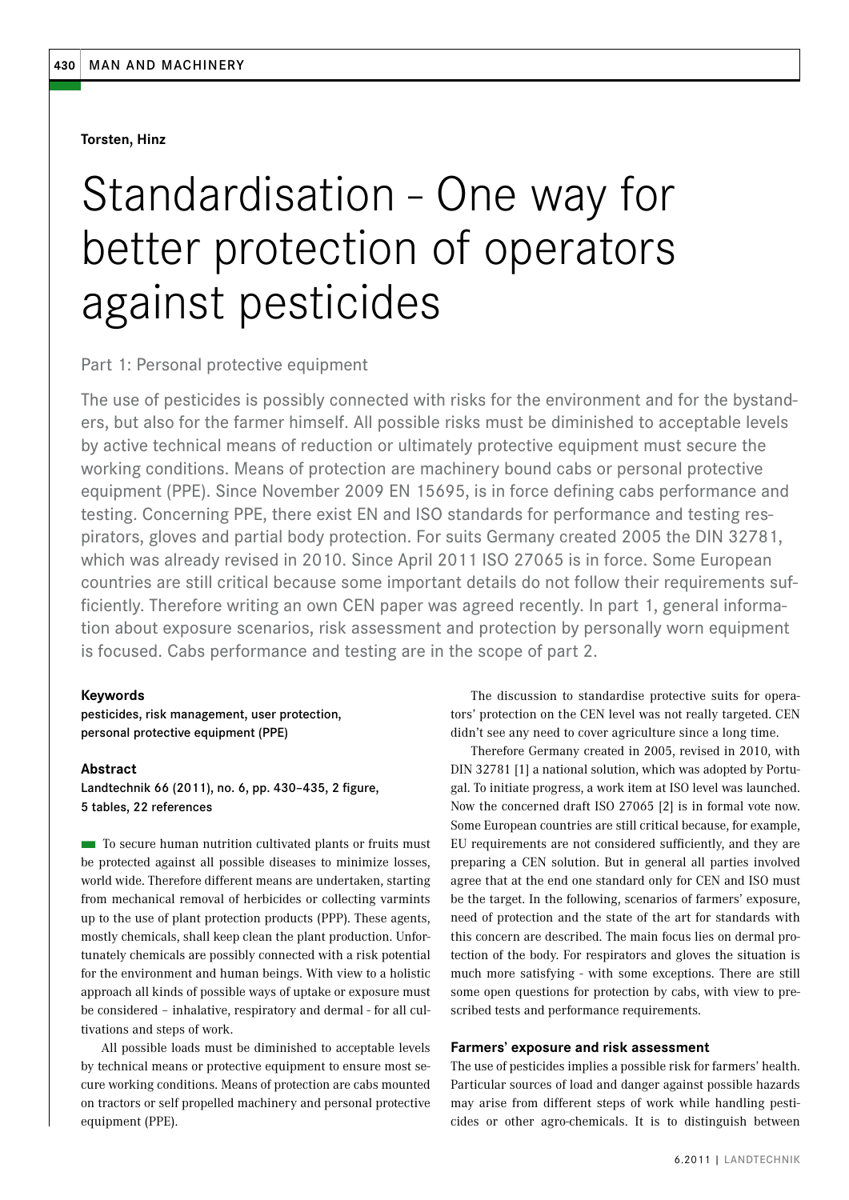**Torsten, Hinz**

# Standardisation – One way for better protection of operators against pesticides

Part 1: Personal protective equipment

The use of pesticides is possibly connected with risks for the environment and for the bystanders, but also for the farmer himself. All possible risks must be diminished to acceptable levels by active technical means of reduction or ultimately protective equipment must secure the working conditions. Means of protection are machinery bound cabs or personal protective equipment (PPE). Since November 2009 EN 15695, is in force defining cabs performance and testing. Concerning PPE, there exist EN and ISO standards for performance and testing respirators, gloves and partial body protection. For suits Germany created 2005 the DIN 32781, which was already revised in 2010. Since April 2011 ISO 27065 is in force. Some European countries are still critical because some important details do not follow their requirements sufficiently. Therefore writing an own CEN paper was agreed recently. In part 1, general information about exposure scenarios, risk assessment and protection by personally worn equipment is focused. Cabs performance and testing are in the scope of part 2.

### Keywords

pesticides, risk management, user protection, personal protective equipment (PPE)

### Abstract

Landtechnik 66 (2011), no. 6, pp. 430–435, 2 figure, 5 tables, 22 references

To secure human nutrition cultivated plants or fruits must be protected against all possible diseases to minimize losses, world wide. Therefore different means are undertaken, starting from mechanical removal of herbicides or collecting varmints up to the use of plant protection products (PPP). These agents, mostly chemicals, shall keep clean the plant production. Unfortunately chemicals are possibly connected with a risk potential for the environment and human beings. With view to a holistic approach all kinds of possible ways of uptake or exposure must be considered – inhalative, respiratory and dermal - for all cultivations and steps of work.

All possible loads must be diminished to acceptable levels by technical means or protective equipment to ensure most secure working conditions. Means of protection are cabs mounted on tractors or self propelled machinery and personal protective equipment (PPE).

The discussion to standardise protective suits for operators' protection on the CEN level was not really targeted. CEN didn't see any need to cover agriculture since a long time.

Therefore Germany created in 2005, revised in 2010, with DIN 32781 [1] a national solution, which was adopted by Portugal. To initiate progress, a work item at ISO level was launched. Now the concerned draft ISO 27065 [2] is in formal vote now. Some European countries are still critical because, for example, EU requirements are not considered sufficiently, and they are preparing a CEN solution. But in general all parties involved agree that at the end one standard only for CEN and ISO must be the target. In the following, scenarios of farmers' exposure, need of protection and the state of the art for standards with this concern are described. The main focus lies on dermal protection of the body. For respirators and gloves the situation is much more satisfying - with some exceptions. There are still some open questions for protection by cabs, with view to prescribed tests and performance requirements.

### Farmers' exposure and risk assessment

The use of pesticides implies a possible risk for farmers' health. Particular sources of load and danger against possible hazards may arise from different steps of work while handling pesticides or other agro-chemicals. It is to distinguish between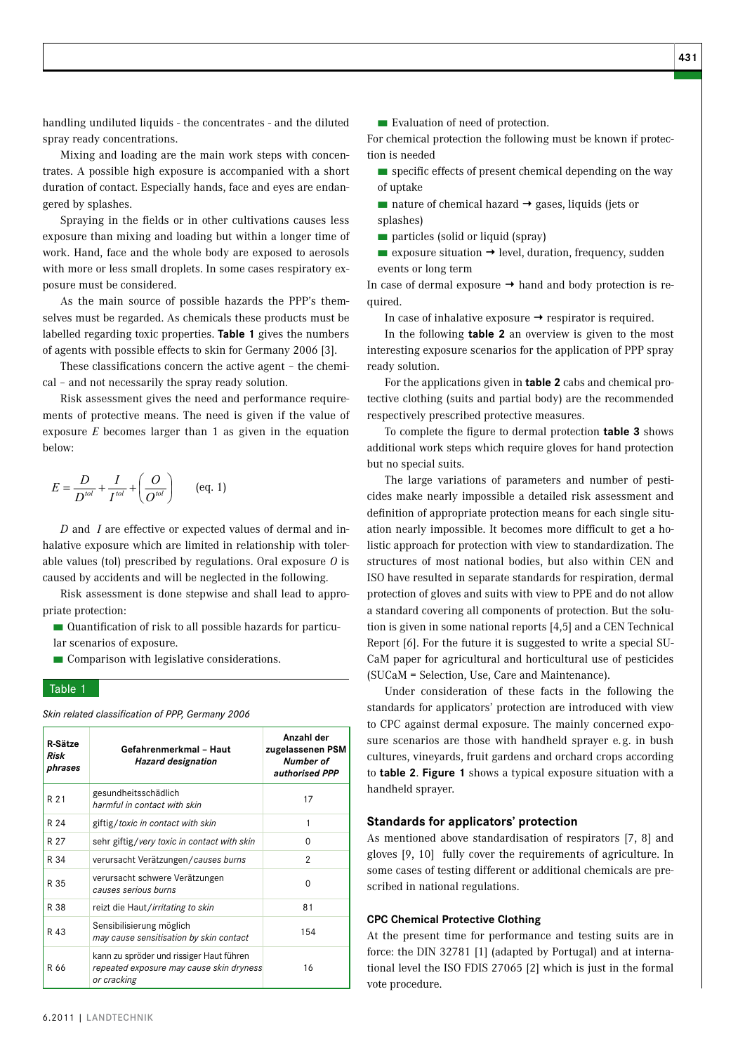handling undiluted liquids - the concentrates - and the diluted spray ready concentrations.

Mixing and loading are the main work steps with concentrates. A possible high exposure is accompanied with a short duration of contact. Especially hands, face and eyes are endangered by splashes.

Spraying in the fields or in other cultivations causes less exposure than mixing and loading but within a longer time of work. Hand, face and the whole body are exposed to aerosols with more or less small droplets. In some cases respiratory exposure must be considered.

As the main source of possible hazards the PPP's themselves must be regarded. As chemicals these products must be labelled regarding toxic properties. **Table 1** gives the numbers of agents with possible effects to skin for Germany 2006 [3].

These classifications concern the active agent – the chemical – and not necessarily the spray ready solution.

Risk assessment gives the need and performance requirements of protective means. The need is given if the value of exposure $E$ becomes larger than 1 as given in the equation below:

$$E = \frac{D}{D^{tol}} + \frac{I}{I^{tol}} + \left(\frac{O}{O^{tol}}\right) \qquad \text{(eq. 1)}$$

$D$ and $I$ are effective or expected values of dermal and inhalative exposure which are limited in relationship with tolerable values (tol) prescribed by regulations. Oral exposure $O$ is caused by accidents and will be neglected in the following.

Risk assessment is done stepwise and shall lead to appropriate protection:

- Quantification of risk to all possible hazards for particular scenarios of exposure.
- Comparison with legislative considerations.
- Evaluation of need of protection.

For chemical protection the following must be known if protection is needed

- specific effects of present chemical depending on the way of uptake
- nature of chemical hazard → gases, liquids (jets or splashes)
- particles (solid or liquid (spray)
- exposure situation → level, duration, frequency, sudden events or long term

In case of dermal exposure → hand and body protection is required.

In case of inhalative exposure → respirator is required.

In the following **table 2** an overview is given to the most interesting exposure scenarios for the application of PPP spray ready solution.

For the applications given in **table 2** cabs and chemical protective clothing (suits and partial body) are the recommended respectively prescribed protective measures.

To complete the figure to dermal protection **table 3** shows additional work steps which require gloves for hand protection but no special suits.

The large variations of parameters and number of pesticides make nearly impossible a detailed risk assessment and definition of appropriate protection means for each single situation nearly impossible. It becomes more difficult to get a holistic approach for protection with view to standardization. The structures of most national bodies, but also within CEN and ISO have resulted in separate standards for respiration, dermal protection of gloves and suits with view to PPE and do not allow a standard covering all components of protection. But the solution is given in some national reports [4,5] and a CEN Technical Report [6]. For the future it is suggested to write a special SUCaM paper for agricultural and horticultural use of pesticides (SUCaM = Selection, Use, Care and Maintenance).

Under consideration of these facts in the following the standards for applicators' protection are introduced with view to CPC against dermal exposure. The mainly concerned exposure scenarios are those with handheld sprayer e.g. in bush cultures, vineyards, fruit gardens and orchard crops according to **table 2**. **Figure 1** shows a typical exposure situation with a handheld sprayer.

Table 1

*Skin related classification of PPP, Germany 2006*

| R-Sätze *Risk phrases* | Gefahrenmerkmal – Haut *Hazard designation* | Anzahl der zugelassenen PSM *Number of authorised PPP* |
|---|---|---|
| R 21 | gesundheitsschädlich *harmful in contact with skin* | 17 |
| R 24 | giftig/*toxic in contact with skin* | 1 |
| R 27 | sehr giftig/*very toxic in contact with skin* | 0 |
| R 34 | verursacht Verätzungen/*causes burns* | 2 |
| R 35 | verursacht schwere Verätzungen *causes serious burns* | 0 |
| R 38 | reizt die Haut/*irritating to skin* | 81 |
| R 43 | Sensibilisierung möglich *may cause sensitisation by skin contact* | 154 |
| R 66 | kann zu spröder und rissiger Haut führen *repeated exposure may cause skin dryness or cracking* | 16 |

## Standards for applicators' protection

As mentioned above standardisation of respirators [7, 8] and gloves [9, 10] fully cover the requirements of agriculture. In some cases of testing different or additional chemicals are prescribed in national regulations.

### CPC Chemical Protective Clothing

At the present time for performance and testing suits are in force: the DIN 32781 [1] (adapted by Portugal) and at international level the ISO FDIS 27065 [2] which is just in the formal vote procedure.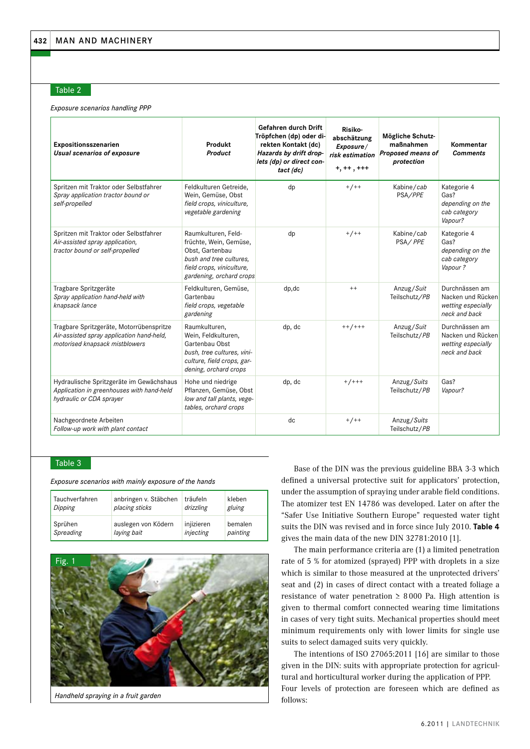Table 2

*Exposure scenarios handling PPP*

| Expositionsszenarien *Usual scenarios of exposure* | Produkt *Product* | Gefahren durch Drift Tröpfchen (dp) oder direkten Kontakt (dc) *Hazards by drift droplets (dp) or direct contact (dc)* | Risikoabschätzung *Exposure/ risk estimation* +, ++ , +++ | Mögliche Schutzmaßnahmen *Proposed means of protection* | Kommentar *Comments* |
|---|---|---|---|---|---|
| Spritzen mit Traktor oder Selbstfahrer *Spray application tractor bound or self-propelled* | Feldkulturen Getreide, Wein, Gemüse, Obst *field crops, viniculture, vegetable gardening* | dp | +/++ | Kabine/*cab* PSA/*PPE* | Kategorie 4 Gas? *depending on the cab category Vapour?* |
| Spritzen mit Traktor oder Selbstfahrer *Air-assisted spray application, tractor bound or self-propelled* | Raumkulturen, Feldfrüchte, Wein, Gemüse, Obst, Gartenbau *bush and tree cultures, field crops, viniculture, gardening, orchard crops* | dp | +/++ | Kabine/*cab* PSA/ *PPE* | Kategorie 4 Gas? *depending on the cab category Vapour ?* |
| Tragbare Spritzgeräte *Spray application hand-held with knapsack lance* | Feldkulturen, Gemüse, Gartenbau *field crops, vegetable gardening* | dp,dc | ++ | Anzug/*Suit* Teilschutz/*PB* | Durchnässen am Nacken und Rücken *wetting especially neck and back* |
| Tragbare Spritzgeräte, Motorrübenspritze *Air-assisted spray application hand-held, motorised knapsack mistblowers* | Raumkulturen, Wein, Feldkulturen, Gartenbau Obst *bush, tree cultures, viniculture, field crops, gardening, orchard crops* | dp, dc | ++/+++ | Anzug/*Suit* Teilschutz/*PB* | Durchnässen am Nacken und Rücken *wetting especially neck and back* |
| Hydraulische Spritzgeräte im Gewächshaus *Application in greenhouses with hand-held hydraulic or CDA sprayer* | Hohe und niedrige Pflanzen, Gemüse, Obst *low and tall plants, vegetables, orchard crops* | dp, dc | +/+++ | Anzug/*Suits* Teilschutz/*PB* | Gas? *Vapour?* |
| Nachgeordnete Arbeiten *Follow-up work with plant contact* | | dc | +/++ | Anzug/*Suits* Teilschutz/*PB* | |

Table 3

*Exposure scenarios with mainly exposure of the hands*

| Tauchverfahren *Dipping* | anbringen v. Stäbchen *placing sticks* | träufeln *drizzling* | kleben *gluing* |
|---|---|---|---|
| Sprühen *Spreading* | auslegen von Ködern *laying bait* | injizieren *injecting* | bemalen *painting* |

Fig. 1

*Handheld spraying in a fruit garden*

Base of the DIN was the previous guideline BBA 3-3 which defined a universal protective suit for applicators' protection, under the assumption of spraying under arable field conditions. The atomizer test EN 14786 was developed. Later on after the "Safer Use Initiative Southern Europe" requested water tight suits the DIN was revised and in force since July 2010. **Table 4** gives the main data of the new DIN 32781:2010 [1].

The main performance criteria are (1) a limited penetration rate of 5 % for atomized (sprayed) PPP with droplets in a size which is similar to those measured at the unprotected drivers' seat and (2) in cases of direct contact with a treated foliage a resistance of water penetration ≥ 8 000 Pa. High attention is given to thermal comfort connected wearing time limitations in cases of very tight suits. Mechanical properties should meet minimum requirements only with lower limits for single use suits to select damaged suits very quickly.

The intentions of ISO 27065:2011 [16] are similar to those given in the DIN: suits with appropriate protection for agricultural and horticultural worker during the application of PPP. Four levels of protection are foreseen which are defined as follows: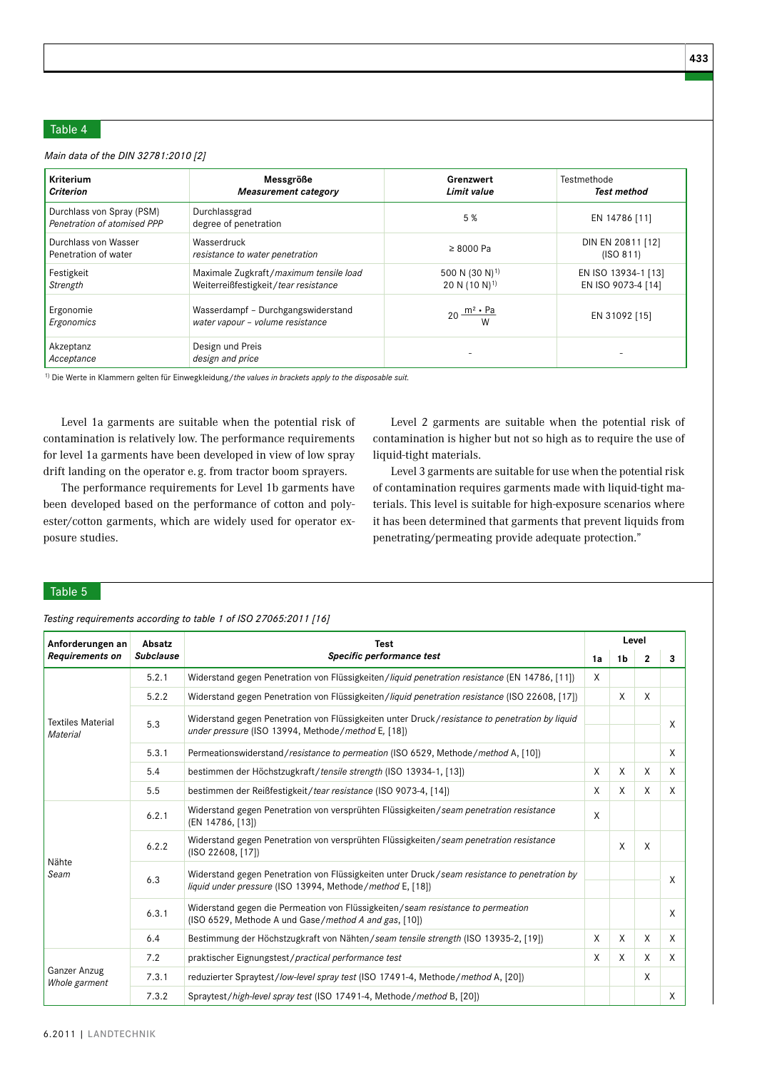Table 4

*Main data of the DIN 32781:2010 [2]*

| Kriterium<br>*Criterion* | Messgröße<br>*Measurement category* | Grenzwert<br>*Limit value* | Testmethode<br>*Test method* |
|---|---|---|---|
| Durchlass von Spray (PSM)<br>*Penetration of atomised PPP* | Durchlassgrad<br>degree of penetration | 5 % | EN 14786 [11] |
| Durchlass von Wasser<br>Penetration of water | Wasserdruck<br>*resistance to water penetration* | ≥ 8000 Pa | DIN EN 20811 [12]<br>(ISO 811) |
| Festigkeit<br>*Strength* | Maximale Zugkraft/*maximum tensile load*<br>Weiterreißfestigkeit/*tear resistance* | 500 N (30 N)[1)]<br>20 N (10 N)[1)] | EN ISO 13934-1 [13]<br>EN ISO 9073-4 [14] |
| Ergonomie<br>*Ergonomics* | Wasserdampf – Durchgangswiderstand<br>*water vapour – volume resistance* | $20 \frac{m^2 \cdot Pa}{W}$ | EN 31092 [15] |
| Akzeptanz<br>*Acceptance* | Design und Preis<br>*design and price* | - | - |

[1)] Die Werte in Klammern gelten für Einwegkleidung/*the values in brackets apply to the disposable suit.*

Level 1a garments are suitable when the potential risk of contamination is relatively low. The performance requirements for level 1a garments have been developed in view of low spray drift landing on the operator e. g. from tractor boom sprayers.

The performance requirements for Level 1b garments have been developed based on the performance of cotton and polyester/cotton garments, which are widely used for operator exposure studies.

Level 2 garments are suitable when the potential risk of contamination is higher but not so high as to require the use of liquid-tight materials.

Level 3 garments are suitable for use when the potential risk of contamination requires garments made with liquid-tight materials. This level is suitable for high-exposure scenarios where it has been determined that garments that prevent liquids from penetrating/permeating provide adequate protection."

Table 5

*Testing requirements according to table 1 of ISO 27065:2011 [16]*

| Anforderungen an<br>*Requirements on* | Absatz<br>*Subclause* | Test<br>*Specific performance test* | Level 1a | Level 1b | Level 2 | Level 3 |
|---|---|---|---|---|---|---|
| Textiles Material<br>*Material* | 5.2.1 | Widerstand gegen Penetration von Flüssigkeiten/*liquid penetration resistance* (EN 14786, [11]) | X | | | |
| | 5.2.2 | Widerstand gegen Penetration von Flüssigkeiten/*liquid penetration resistance* (ISO 22608, [17]) | | X | X | |
| | 5.3 | Widerstand gegen Penetration von Flüssigkeiten unter Druck/*resistance to penetration by liquid under pressure* (ISO 13994, Methode/*method* E, [18]) | | | | X |
| | 5.3.1 | Permeationswiderstand/*resistance to permeation* (ISO 6529, Methode/*method* A, [10]) | | | | X |
| | 5.4 | bestimmen der Höchstzugkraft/*tensile strength* (ISO 13934-1, [13]) | X | X | X | X |
| | 5.5 | bestimmen der Reißfestigkeit/*tear resistance* (ISO 9073-4, [14]) | X | X | X | X |
| Nähte<br>*Seam* | 6.2.1 | Widerstand gegen Penetration von versprühten Flüssigkeiten/*seam penetration resistance* (EN 14786, [13]) | X | | | |
| | 6.2.2 | Widerstand gegen Penetration von versprühten Flüssigkeiten/*seam penetration resistance* (ISO 22608, [17]) | | X | X | |
| | 6.3 | Widerstand gegen Penetration von Flüssigkeiten unter Druck/*seam resistance to penetration by liquid under pressure* (ISO 13994, Methode/*method* E, [18]) | | | | X |
| | 6.3.1 | Widerstand gegen die Permeation von Flüssigkeiten/*seam resistance to permeation* (ISO 6529, Methode A und Gase/*method A and gas*, [10]) | | | | X |
| | 6.4 | Bestimmung der Höchstzugkraft von Nähten/*seam tensile strength* (ISO 13935-2, [19]) | X | X | X | X |
| Ganzer Anzug<br>*Whole garment* | 7.2 | praktischer Eignungstest/*practical performance test* | X | X | X | X |
| | 7.3.1 | reduzierter Spraytest/*low-level spray test* (ISO 17491-4, Methode/*method* A, [20]) | | | X | |
| | 7.3.2 | Spraytest/*high-level spray test* (ISO 17491-4, Methode/*method* B, [20]) | | | | X |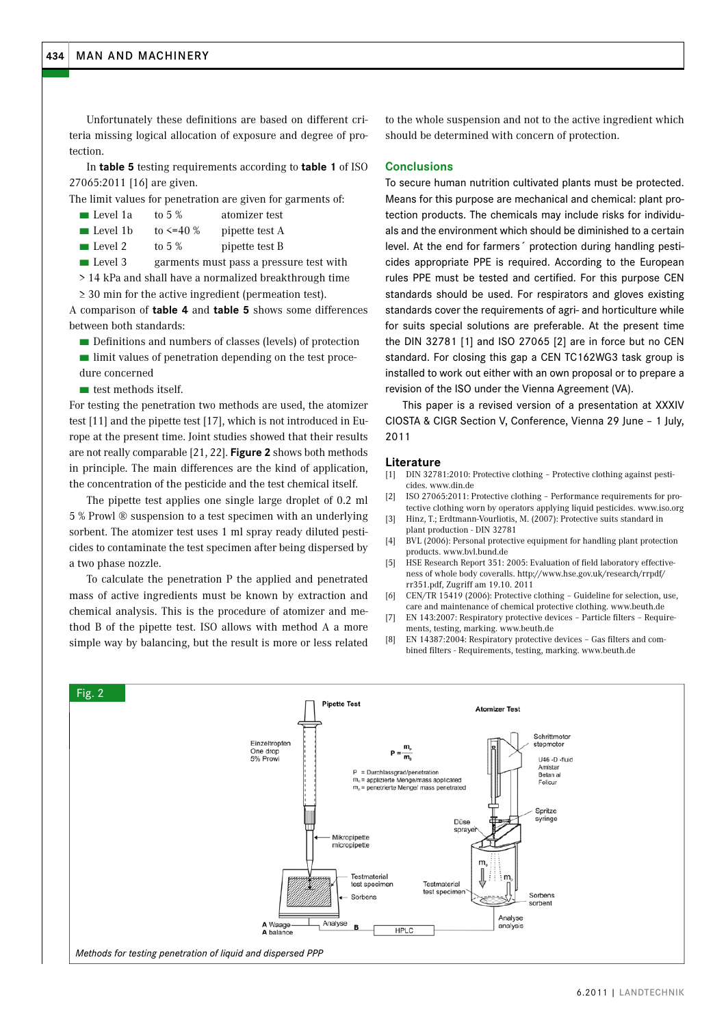Unfortunately these definitions are based on different criteria missing logical allocation of exposure and degree of protection.

In **table 5** testing requirements according to **table 1** of ISO 27065:2011 [16] are given.

The limit values for penetration are given for garments of:

- Level 1a  to 5 %  atomizer test
- Level 1b  to <=40 %  pipette test A
- Level 2  to 5 %  pipette test B
- Level 3  garments must pass a pressure test with > 14 kPa and shall have a normalized breakthrough time ≥ 30 min for the active ingredient (permeation test).

A comparison of **table 4** and **table 5** shows some differences between both standards:

- Definitions and numbers of classes (levels) of protection
- limit values of penetration depending on the test procedure concerned
- test methods itself.

For testing the penetration two methods are used, the atomizer test [11] and the pipette test [17], which is not introduced in Europe at the present time. Joint studies showed that their results are not really comparable [21, 22]. **Figure 2** shows both methods in principle. The main differences are the kind of application, the concentration of the pesticide and the test chemical itself.

The pipette test applies one single large droplet of 0.2 ml 5 % Prowl ® suspension to a test specimen with an underlying sorbent. The atomizer test uses 1 ml spray ready diluted pesticides to contaminate the test specimen after being dispersed by a two phase nozzle.

To calculate the penetration P the applied and penetrated mass of active ingredients must be known by extraction and chemical analysis. This is the procedure of atomizer and method B of the pipette test. ISO allows with method A a more simple way by balancing, but the result is more or less related to the whole suspension and not to the active ingredient which should be determined with concern of protection.

## Conclusions

To secure human nutrition cultivated plants must be protected. Means for this purpose are mechanical and chemical: plant protection products. The chemicals may include risks for individuals and the environment which should be diminished to a certain level. At the end for farmers´ protection during handling pesticides appropriate PPE is required. According to the European rules PPE must be tested and certified. For this purpose CEN standards should be used. For respirators and gloves existing standards cover the requirements of agri- and horticulture while for suits special solutions are preferable. At the present time the DIN 32781 [1] and ISO 27065 [2] are in force but no CEN standard. For closing this gap a CEN TC162WG3 task group is installed to work out either with an own proposal or to prepare a revision of the ISO under the Vienna Agreement (VA).

This paper is a revised version of a presentation at XXXIV CIOSTA & CIGR Section V, Conference, Vienna 29 June – 1 July, 2011

## Literature

[1] DIN 32781:2010: Protective clothing – Protective clothing against pesticides. www.din.de

[2] ISO 27065:2011: Protective clothing – Performance requirements for protective clothing worn by operators applying liquid pesticides. www.iso.org

[3] Hinz, T.; Erdtmann-Vourliotis, M. (2007): Protective suits standard in plant production - DIN 32781

[4] BVL (2006): Personal protective equipment for handling plant protection products. www.bvl.bund.de

[5] HSE Research Report 351: 2005: Evaluation of field laboratory effectiveness of whole body coveralls. http://www.hse.gov.uk/research/rrpdf/rr351.pdf, Zugriff am 19.10. 2011

[6] CEN/TR 15419 (2006): Protective clothing – Guideline for selection, use, care and maintenance of chemical protective clothing. www.beuth.de

[7] EN 143:2007: Respiratory protective devices – Particle filters – Requirements, testing, marking. www.beuth.de

[8] EN 14387:2004: Respiratory protective devices – Gas filters and combined filters - Requirements, testing, marking. www.beuth.de

Fig. 2

Methods for testing penetration of liquid and dispersed PPP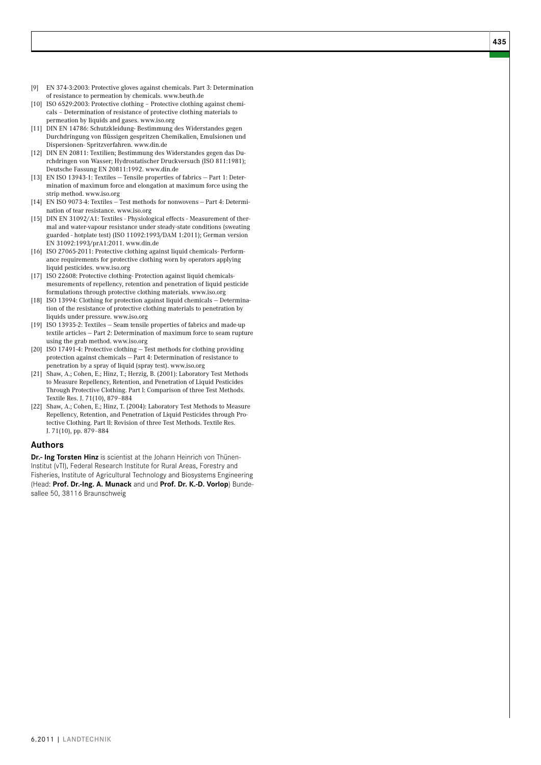[9] EN 374-3:2003: Protective gloves against chemicals. Part 3: Determination of resistance to permeation by chemicals. www.beuth.de

[10] ISO 6529:2003: Protective clothing – Protective clothing against chemicals – Determination of resistance of protective clothing materials to permeation by liquids and gases. www.iso.org

[11] DIN EN 14786: Schutzkleidung- Bestimmung des Widerstandes gegen Durchdringung von flüssigen gespritzen Chemikalien, Emulsionen und Dispersionen- Spritzverfahren. www.din.de

[12] DIN EN 20811: Textilien; Bestimmung des Widerstandes gegen das Durchdringen von Wasser; Hydrostatischer Druckversuch (ISO 811:1981); Deutsche Fassung EN 20811:1992. www.din.de

[13] EN ISO 13943-1: Textiles — Tensile properties of fabrics — Part 1: Determination of maximum force and elongation at maximum force using the strip method. www.iso.org

[14] EN ISO 9073-4: Textiles – Test methods for nonwovens – Part 4: Determination of tear resistance. www.iso.org

[15] DIN EN 31092/A1: Textiles - Physiological effects - Measurement of thermal and water-vapour resistance under steady-state conditions (sweating guarded - hotplate test) (ISO 11092:1993/DAM 1:2011); German version EN 31092:1993/prA1:2011. www.din.de

[16] ISO 27065-2011: Protective clothing against liquid chemicals- Performance requirements for protective clothing worn by operators applying liquid pesticides. www.iso.org

[17] ISO 22608: Protective clothing- Protection against liquid chemicals- mesurements of repellency, retention and penetration of liquid pesticide formulations through protective clothing materials. www.iso.org

[18] ISO 13994: Clothing for protection against liquid chemicals — Determination of the resistance of protective clothing materials to penetration by liquids under pressure. www.iso.org

[19] ISO 13935-2: Textiles — Seam tensile properties of fabrics and made-up textile articles — Part 2: Determination of maximum force to seam rupture using the grab method. www.iso.org

[20] ISO 17491-4: Protective clothing — Test methods for clothing providing protection against chemicals — Part 4: Determination of resistance to penetration by a spray of liquid (spray test). www.iso.org

[21] Shaw, A.; Cohen, E.; Hinz, T.; Herzig, B. (2001): Laboratory Test Methods to Measure Repellency, Retention, and Penetration of Liquid Pesticides Through Protective Clothing. Part I: Comparison of three Test Methods. Textile Res. J. 71(10), 879–884

[22] Shaw, A.; Cohen, E.; Hinz, T. (2004): Laboratory Test Methods to Measure Repellency, Retention, and Penetration of Liquid Pesticides through Protective Clothing. Part II: Revision of three Test Methods. Textile Res. J. 71(10), pp. 879–884

## Authors

**Dr.- Ing Torsten Hinz** is scientist at the Johann Heinrich von Thünen-Institut (vTI), Federal Research Institute for Rural Areas, Forestry and Fisheries, Institute of Agricultural Technology and Biosystems Engineering (Head: **Prof. Dr.-Ing. A. Munack** and und **Prof. Dr. K.-D. Vorlop**) Bundesallee 50, 38116 Braunschweig